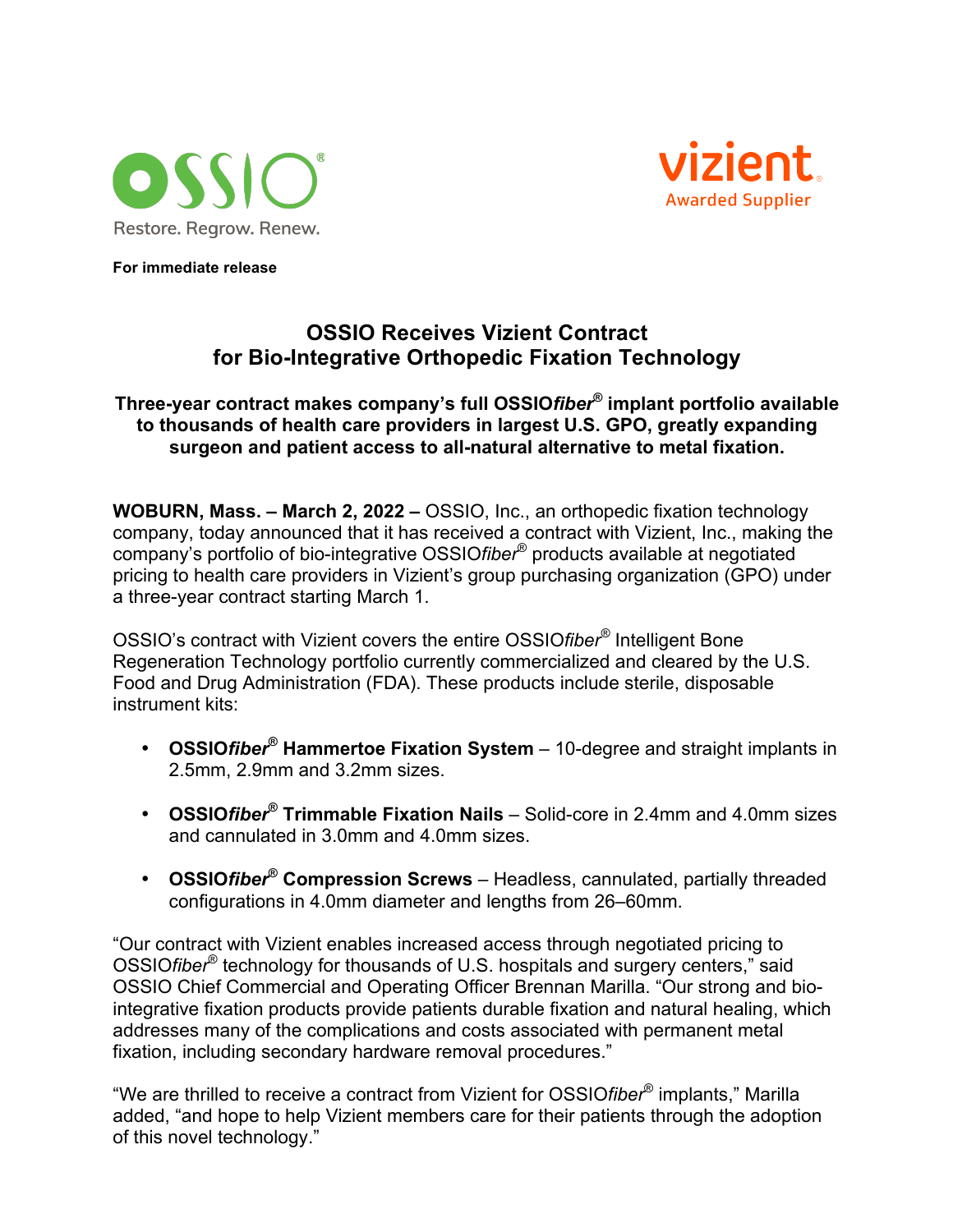OSSIO®

Restore. Regrow. Renew.

vizient. Awarded Supplier

**For immediate release**

# OSSIO Receives Vizient Contract for Bio-Integrative Orthopedic Fixation Technology

**Three-year contract makes company's full OSSIO*fiber*® implant portfolio available to thousands of health care providers in largest U.S. GPO, greatly expanding surgeon and patient access to all-natural alternative to metal fixation.**

**WOBURN, Mass. – March 2, 2022 –** OSSIO, Inc., an orthopedic fixation technology company, today announced that it has received a contract with Vizient, Inc., making the company's portfolio of bio-integrative OSSIO*fiber*® products available at negotiated pricing to health care providers in Vizient's group purchasing organization (GPO) under a three-year contract starting March 1.

OSSIO's contract with Vizient covers the entire OSSIO*fiber*® Intelligent Bone Regeneration Technology portfolio currently commercialized and cleared by the U.S. Food and Drug Administration (FDA). These products include sterile, disposable instrument kits:

- **OSSIO*fiber*® Hammertoe Fixation System** – 10-degree and straight implants in 2.5mm, 2.9mm and 3.2mm sizes.
- **OSSIO*fiber*® Trimmable Fixation Nails** – Solid-core in 2.4mm and 4.0mm sizes and cannulated in 3.0mm and 4.0mm sizes.
- **OSSIO*fiber*® Compression Screws** – Headless, cannulated, partially threaded configurations in 4.0mm diameter and lengths from 26–60mm.

"Our contract with Vizient enables increased access through negotiated pricing to OSSIO*fiber*® technology for thousands of U.S. hospitals and surgery centers," said OSSIO Chief Commercial and Operating Officer Brennan Marilla. "Our strong and bio-integrative fixation products provide patients durable fixation and natural healing, which addresses many of the complications and costs associated with permanent metal fixation, including secondary hardware removal procedures."

"We are thrilled to receive a contract from Vizient for OSSIO*fiber*® implants," Marilla added, "and hope to help Vizient members care for their patients through the adoption of this novel technology."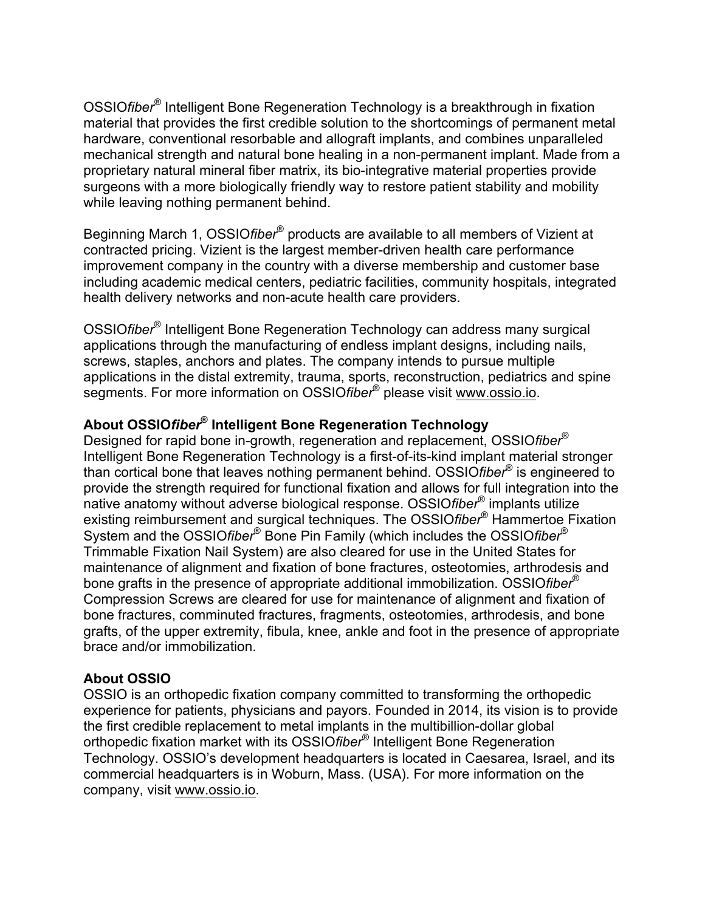OSSIO*fiber*® Intelligent Bone Regeneration Technology is a breakthrough in fixation material that provides the first credible solution to the shortcomings of permanent metal hardware, conventional resorbable and allograft implants, and combines unparalleled mechanical strength and natural bone healing in a non-permanent implant. Made from a proprietary natural mineral fiber matrix, its bio-integrative material properties provide surgeons with a more biologically friendly way to restore patient stability and mobility while leaving nothing permanent behind.

Beginning March 1, OSSIO*fiber*® products are available to all members of Vizient at contracted pricing. Vizient is the largest member-driven health care performance improvement company in the country with a diverse membership and customer base including academic medical centers, pediatric facilities, community hospitals, integrated health delivery networks and non-acute health care providers.

OSSIO*fiber*® Intelligent Bone Regeneration Technology can address many surgical applications through the manufacturing of endless implant designs, including nails, screws, staples, anchors and plates. The company intends to pursue multiple applications in the distal extremity, trauma, sports, reconstruction, pediatrics and spine segments. For more information on OSSIO*fiber*® please visit www.ossio.io.

**About OSSIO*fiber*® Intelligent Bone Regeneration Technology**

Designed for rapid bone in-growth, regeneration and replacement, OSSIO*fiber*® Intelligent Bone Regeneration Technology is a first-of-its-kind implant material stronger than cortical bone that leaves nothing permanent behind. OSSIO*fiber*® is engineered to provide the strength required for functional fixation and allows for full integration into the native anatomy without adverse biological response. OSSIO*fiber*® implants utilize existing reimbursement and surgical techniques. The OSSIO*fiber*® Hammertoe Fixation System and the OSSIO*fiber*® Bone Pin Family (which includes the OSSIO*fiber*® Trimmable Fixation Nail System) are also cleared for use in the United States for maintenance of alignment and fixation of bone fractures, osteotomies, arthrodesis and bone grafts in the presence of appropriate additional immobilization. OSSIO*fiber*® Compression Screws are cleared for use for maintenance of alignment and fixation of bone fractures, comminuted fractures, fragments, osteotomies, arthrodesis, and bone grafts, of the upper extremity, fibula, knee, ankle and foot in the presence of appropriate brace and/or immobilization.

**About OSSIO**

OSSIO is an orthopedic fixation company committed to transforming the orthopedic experience for patients, physicians and payors. Founded in 2014, its vision is to provide the first credible replacement to metal implants in the multibillion-dollar global orthopedic fixation market with its OSSIO*fiber*® Intelligent Bone Regeneration Technology. OSSIO's development headquarters is located in Caesarea, Israel, and its commercial headquarters is in Woburn, Mass. (USA). For more information on the company, visit www.ossio.io.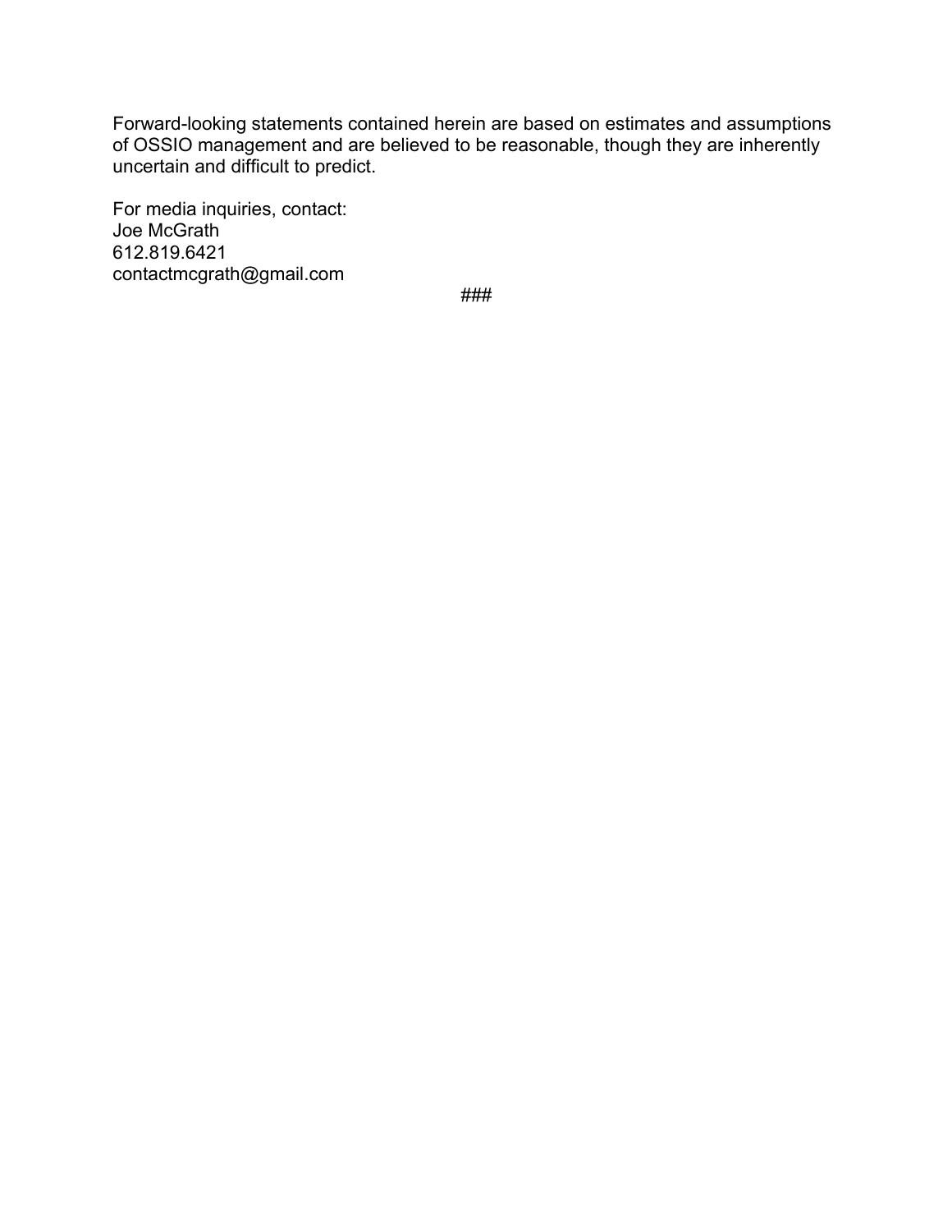Forward-looking statements contained herein are based on estimates and assumptions of OSSIO management and are believed to be reasonable, though they are inherently uncertain and difficult to predict.

For media inquiries, contact:
Joe McGrath
612.819.6421
contactmcgrath@gmail.com

###